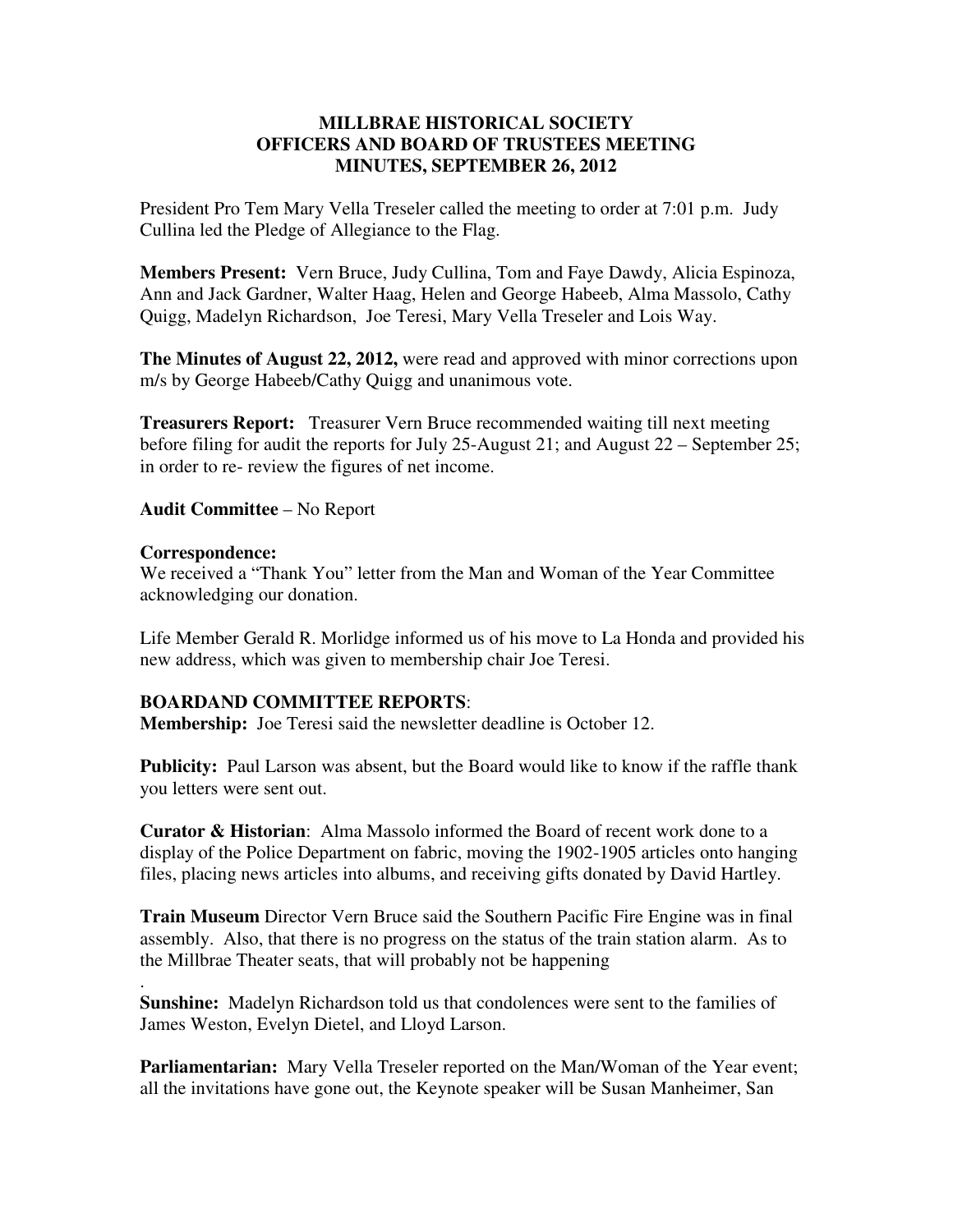# MILLBRAE HISTORICAL SOCIETY
## OFFICERS AND BOARD OF TRUSTEES MEETING
## MINUTES, SEPTEMBER 26, 2012

President Pro Tem Mary Vella Treseler called the meeting to order at 7:01 p.m. Judy Cullina led the Pledge of Allegiance to the Flag.

**Members Present:** Vern Bruce, Judy Cullina, Tom and Faye Dawdy, Alicia Espinoza, Ann and Jack Gardner, Walter Haag, Helen and George Habeeb, Alma Massolo, Cathy Quigg, Madelyn Richardson, Joe Teresi, Mary Vella Treseler and Lois Way.

**The Minutes of August 22, 2012,** were read and approved with minor corrections upon m/s by George Habeeb/Cathy Quigg and unanimous vote.

**Treasurers Report:** Treasurer Vern Bruce recommended waiting till next meeting before filing for audit the reports for July 25-August 21; and August 22 – September 25; in order to re- review the figures of net income.

**Audit Committee** – No Report

**Correspondence:**
We received a "Thank You" letter from the Man and Woman of the Year Committee acknowledging our donation.

Life Member Gerald R. Morlidge informed us of his move to La Honda and provided his new address, which was given to membership chair Joe Teresi.

**BOARDAND COMMITTEE REPORTS**:

**Membership:** Joe Teresi said the newsletter deadline is October 12.

**Publicity:** Paul Larson was absent, but the Board would like to know if the raffle thank you letters were sent out.

**Curator & Historian**: Alma Massolo informed the Board of recent work done to a display of the Police Department on fabric, moving the 1902-1905 articles onto hanging files, placing news articles into albums, and receiving gifts donated by David Hartley.

**Train Museum** Director Vern Bruce said the Southern Pacific Fire Engine was in final assembly. Also, that there is no progress on the status of the train station alarm. As to the Millbrae Theater seats, that will probably not be happening

.

**Sunshine:** Madelyn Richardson told us that condolences were sent to the families of James Weston, Evelyn Dietel, and Lloyd Larson.

**Parliamentarian:** Mary Vella Treseler reported on the Man/Woman of the Year event; all the invitations have gone out, the Keynote speaker will be Susan Manheimer, San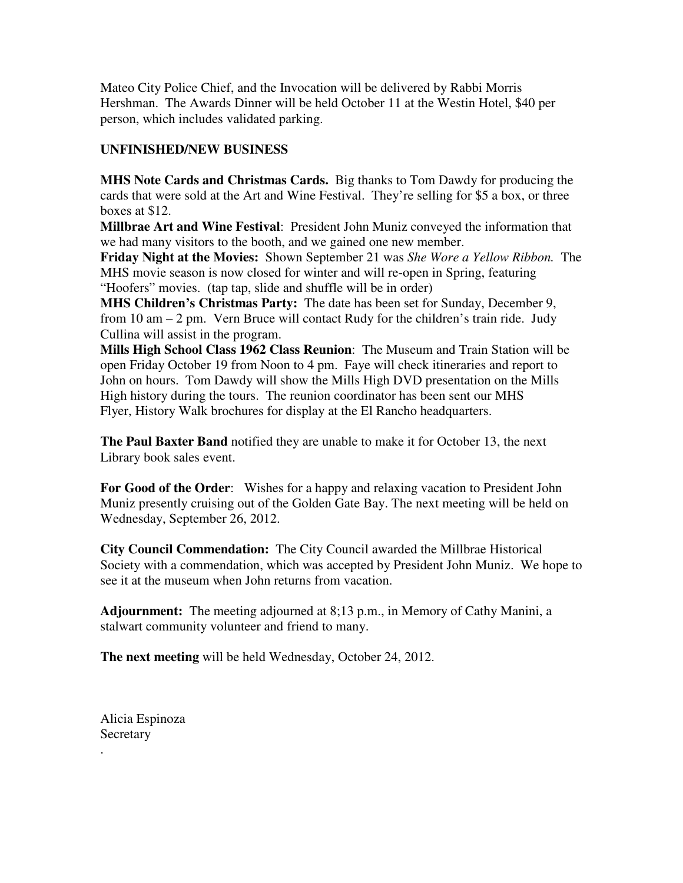Mateo City Police Chief, and the Invocation will be delivered by Rabbi Morris Hershman. The Awards Dinner will be held October 11 at the Westin Hotel, $40 per person, which includes validated parking.

**UNFINISHED/NEW BUSINESS**

**MHS Note Cards and Christmas Cards.** Big thanks to Tom Dawdy for producing the cards that were sold at the Art and Wine Festival. They're selling for $5 a box, or three boxes at $12.
**Millbrae Art and Wine Festival**: President John Muniz conveyed the information that we had many visitors to the booth, and we gained one new member.
**Friday Night at the Movies:** Shown September 21 was *She Wore a Yellow Ribbon.* The MHS movie season is now closed for winter and will re-open in Spring, featuring "Hoofers" movies. (tap tap, slide and shuffle will be in order)
**MHS Children's Christmas Party:** The date has been set for Sunday, December 9, from 10 am – 2 pm. Vern Bruce will contact Rudy for the children's train ride. Judy Cullina will assist in the program.
**Mills High School Class 1962 Class Reunion**: The Museum and Train Station will be open Friday October 19 from Noon to 4 pm. Faye will check itineraries and report to John on hours. Tom Dawdy will show the Mills High DVD presentation on the Mills High history during the tours. The reunion coordinator has been sent our MHS Flyer, History Walk brochures for display at the El Rancho headquarters.

**The Paul Baxter Band** notified they are unable to make it for October 13, the next Library book sales event.

**For Good of the Order**: Wishes for a happy and relaxing vacation to President John Muniz presently cruising out of the Golden Gate Bay. The next meeting will be held on Wednesday, September 26, 2012.

**City Council Commendation:** The City Council awarded the Millbrae Historical Society with a commendation, which was accepted by President John Muniz. We hope to see it at the museum when John returns from vacation.

**Adjournment:** The meeting adjourned at 8;13 p.m., in Memory of Cathy Manini, a stalwart community volunteer and friend to many.

**The next meeting** will be held Wednesday, October 24, 2012.

Alicia Espinoza
Secretary
.